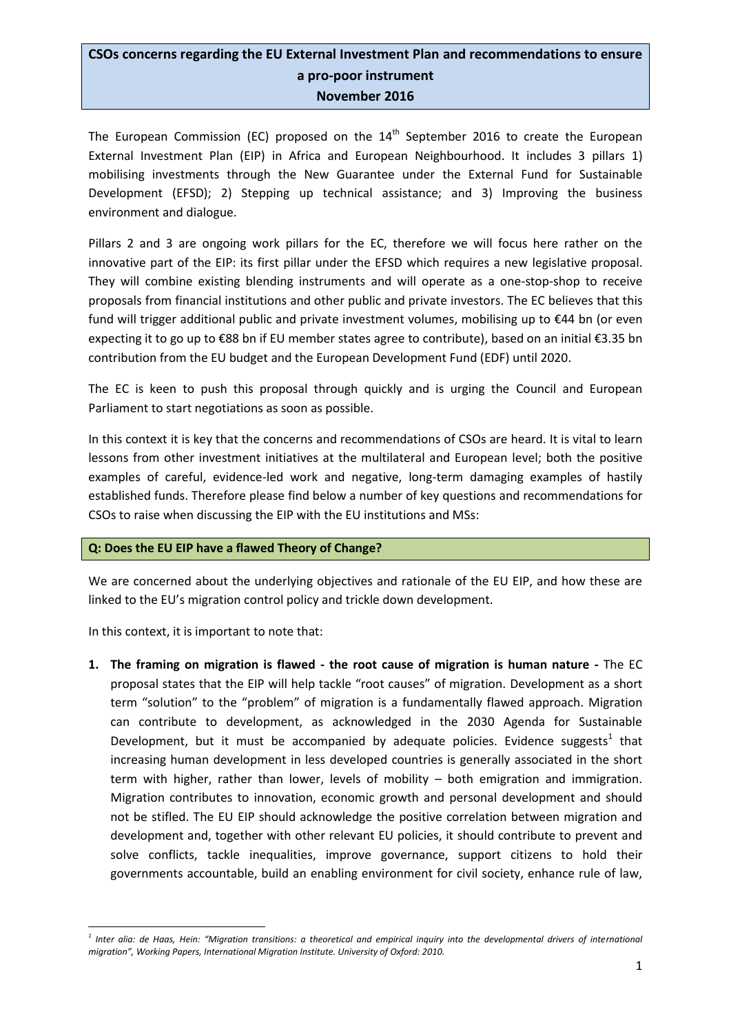# CSOs concerns regarding the EU External Investment Plan and recommendations to ensure a pro-poor instrument
**November 2016**

The European Commission (EC) proposed on the 14th September 2016 to create the European External Investment Plan (EIP) in Africa and European Neighbourhood. It includes 3 pillars 1) mobilising investments through the New Guarantee under the External Fund for Sustainable Development (EFSD); 2) Stepping up technical assistance; and 3) Improving the business environment and dialogue.

Pillars 2 and 3 are ongoing work pillars for the EC, therefore we will focus here rather on the innovative part of the EIP: its first pillar under the EFSD which requires a new legislative proposal. They will combine existing blending instruments and will operate as a one-stop-shop to receive proposals from financial institutions and other public and private investors. The EC believes that this fund will trigger additional public and private investment volumes, mobilising up to €44 bn (or even expecting it to go up to €88 bn if EU member states agree to contribute), based on an initial €3.35 bn contribution from the EU budget and the European Development Fund (EDF) until 2020.

The EC is keen to push this proposal through quickly and is urging the Council and European Parliament to start negotiations as soon as possible.

In this context it is key that the concerns and recommendations of CSOs are heard. It is vital to learn lessons from other investment initiatives at the multilateral and European level; both the positive examples of careful, evidence-led work and negative, long-term damaging examples of hastily established funds. Therefore please find below a number of key questions and recommendations for CSOs to raise when discussing the EIP with the EU institutions and MSs:

## Q: Does the EU EIP have a flawed Theory of Change?

We are concerned about the underlying objectives and rationale of the EU EIP, and how these are linked to the EU's migration control policy and trickle down development.

In this context, it is important to note that:

1. **The framing on migration is flawed - the root cause of migration is human nature -** The EC proposal states that the EIP will help tackle "root causes" of migration. Development as a short term "solution" to the "problem" of migration is a fundamentally flawed approach. Migration can contribute to development, as acknowledged in the 2030 Agenda for Sustainable Development, but it must be accompanied by adequate policies. Evidence suggests[1] that increasing human development in less developed countries is generally associated in the short term with higher, rather than lower, levels of mobility – both emigration and immigration. Migration contributes to innovation, economic growth and personal development and should not be stifled. The EU EIP should acknowledge the positive correlation between migration and development and, together with other relevant EU policies, it should contribute to prevent and solve conflicts, tackle inequalities, improve governance, support citizens to hold their governments accountable, build an enabling environment for civil society, enhance rule of law,

[1] *Inter alia: de Haas, Hein: "Migration transitions: a theoretical and empirical inquiry into the developmental drivers of international migration", Working Papers, International Migration Institute. University of Oxford: 2010.*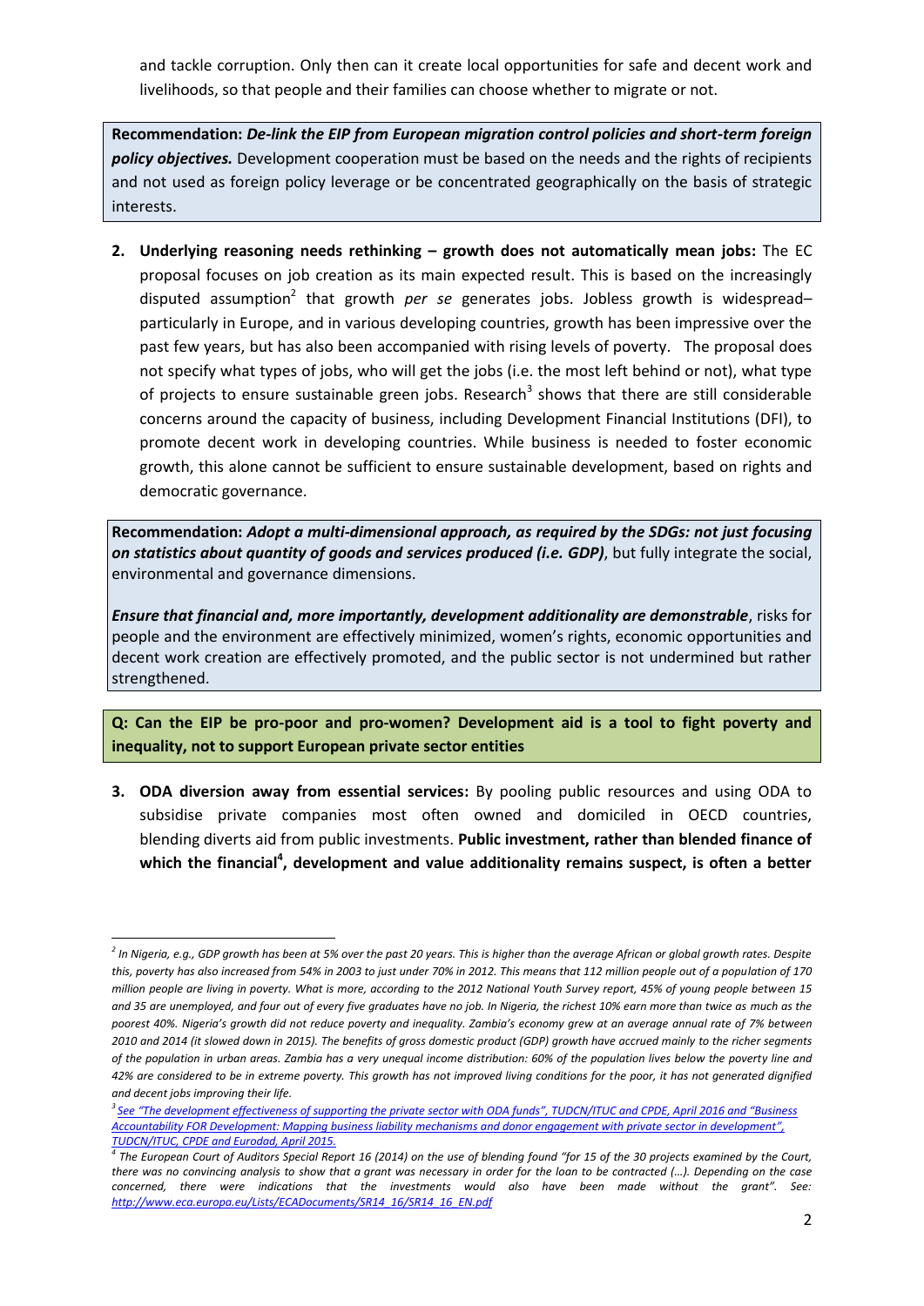and tackle corruption. Only then can it create local opportunities for safe and decent work and livelihoods, so that people and their families can choose whether to migrate or not.

**Recommendation:** ***De-link the EIP from European migration control policies and short-term foreign policy objectives.*** Development cooperation must be based on the needs and the rights of recipients and not used as foreign policy leverage or be concentrated geographically on the basis of strategic interests.

2. **Underlying reasoning needs rethinking – growth does not automatically mean jobs:** The EC proposal focuses on job creation as its main expected result. This is based on the increasingly disputed assumption[2] that growth *per se* generates jobs. Jobless growth is widespread– particularly in Europe, and in various developing countries, growth has been impressive over the past few years, but has also been accompanied with rising levels of poverty. The proposal does not specify what types of jobs, who will get the jobs (i.e. the most left behind or not), what type of projects to ensure sustainable green jobs. Research[3] shows that there are still considerable concerns around the capacity of business, including Development Financial Institutions (DFI), to promote decent work in developing countries. While business is needed to foster economic growth, this alone cannot be sufficient to ensure sustainable development, based on rights and democratic governance.

**Recommendation:** ***Adopt a multi-dimensional approach, as required by the SDGs: not just focusing on statistics about quantity of goods and services produced (i.e. GDP)***, but fully integrate the social, environmental and governance dimensions.

***Ensure that financial and, more importantly, development additionality are demonstrable***, risks for people and the environment are effectively minimized, women's rights, economic opportunities and decent work creation are effectively promoted, and the public sector is not undermined but rather strengthened.

**Q: Can the EIP be pro-poor and pro-women? Development aid is a tool to fight poverty and inequality, not to support European private sector entities**

3. **ODA diversion away from essential services:** By pooling public resources and using ODA to subsidise private companies most often owned and domiciled in OECD countries, blending diverts aid from public investments. **Public investment, rather than blended finance of which the financial[4], development and value additionality remains suspect, is often a better**

---

[2] *In Nigeria, e.g., GDP growth has been at 5% over the past 20 years. This is higher than the average African or global growth rates. Despite this, poverty has also increased from 54% in 2003 to just under 70% in 2012. This means that 112 million people out of a population of 170 million people are living in poverty. What is more, according to the 2012 National Youth Survey report, 45% of young people between 15 and 35 are unemployed, and four out of every five graduates have no job. In Nigeria, the richest 10% earn more than twice as much as the poorest 40%. Nigeria's growth did not reduce poverty and inequality. Zambia's economy grew at an average annual rate of 7% between 2010 and 2014 (it slowed down in 2015). The benefits of gross domestic product (GDP) growth have accrued mainly to the richer segments of the population in urban areas. Zambia has a very unequal income distribution: 60% of the population lives below the poverty line and 42% are considered to be in extreme poverty. This growth has not improved living conditions for the poor, it has not generated dignified and decent jobs improving their life.*

[3] *See "The development effectiveness of supporting the private sector with ODA funds", TUDCN/ITUC and CPDE, April 2016 and "Business Accountability FOR Development: Mapping business liability mechanisms and donor engagement with private sector in development", TUDCN/ITUC, CPDE and Eurodad, April 2015.*

[4] *The European Court of Auditors Special Report 16 (2014) on the use of blending found "for 15 of the 30 projects examined by the Court, there was no convincing analysis to show that a grant was necessary in order for the loan to be contracted (…). Depending on the case concerned, there were indications that the investments would also have been made without the grant". See: http://www.eca.europa.eu/Lists/ECADocuments/SR14_16/SR14_16_EN.pdf*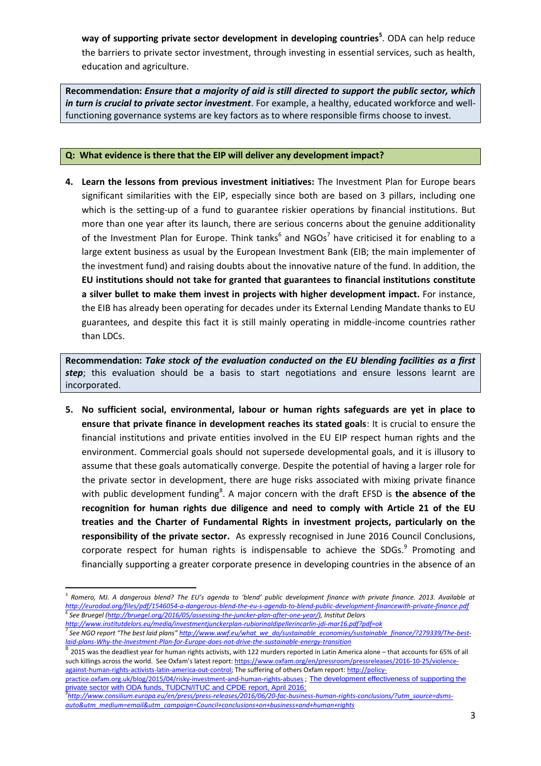**way of supporting private sector development in developing countries**[5]. ODA can help reduce the barriers to private sector investment, through investing in essential services, such as health, education and agriculture.

**Recommendation:** ***Ensure that a majority of aid is still directed to support the public sector, which in turn is crucial to private sector investment***. For example, a healthy, educated workforce and well-functioning governance systems are key factors as to where responsible firms choose to invest.

**Q: What evidence is there that the EIP will deliver any development impact?**

4. **Learn the lessons from previous investment initiatives:** The Investment Plan for Europe bears significant similarities with the EIP, especially since both are based on 3 pillars, including one which is the setting-up of a fund to guarantee riskier operations by financial institutions. But more than one year after its launch, there are serious concerns about the genuine additionality of the Investment Plan for Europe. Think tanks[6] and NGOs[7] have criticised it for enabling to a large extent business as usual by the European Investment Bank (EIB; the main implementer of the investment fund) and raising doubts about the innovative nature of the fund. In addition, the **EU institutions should not take for granted that guarantees to financial institutions constitute a silver bullet to make them invest in projects with higher development impact.** For instance, the EIB has already been operating for decades under its External Lending Mandate thanks to EU guarantees, and despite this fact it is still mainly operating in middle-income countries rather than LDCs.

**Recommendation:** ***Take stock of the evaluation conducted on the EU blending facilities as a first step***; this evaluation should be a basis to start negotiations and ensure lessons learnt are incorporated.

5. **No sufficient social, environmental, labour or human rights safeguards are yet in place to ensure that private finance in development reaches its stated goals**: It is crucial to ensure the financial institutions and private entities involved in the EU EIP respect human rights and the environment. Commercial goals should not supersede developmental goals, and it is illusory to assume that these goals automatically converge. Despite the potential of having a larger role for the private sector in development, there are huge risks associated with mixing private finance with public development funding[8]. A major concern with the draft EFSD is **the absence of the recognition for human rights due diligence and need to comply with Article 21 of the EU treaties and the Charter of Fundamental Rights in investment projects, particularly on the responsibility of the private sector.** As expressly recognised in June 2016 Council Conclusions, corporate respect for human rights is indispensable to achieve the SDGs.[9] Promoting and financially supporting a greater corporate presence in developing countries in the absence of an

---

[5] *Romero, MJ. A dangerous blend? The EU's agenda to 'blend' public development finance with private finance. 2013. Available at http://eurodad.org/files/pdf/1546054-a-dangerous-blend-the-eu-s-agenda-to-blend-public-development-financewith-private-finance.pdf*

[6] *See Bruegel (http://bruegel.org/2016/05/assessing-the-juncker-plan-after-one-year/), Institut Delors http://www.institutdelors.eu/media/investmentjunckerplan-rubiorinaldipellerincarlin-jdi-mar16.pdf?pdf=ok*

[7] *See NGO report "The best laid plans" http://www.wwf.eu/what_we_do/sustainable_economies/sustainable_finance/?279339/The-best-laid-plans-Why-the-Investment-Plan-for-Europe-does-not-drive-the-sustainable-energy-transition*

[8] 2015 was the deadliest year for human rights activists, with 122 murders reported in Latin America alone – that accounts for 65% of all such killings across the world. See Oxfam's latest report: https://www.oxfam.org/en/pressroom/pressreleases/2016-10-25/violence-against-human-rights-activists-latin-america-out-control; The suffering of others Oxfam report: http://policy-practice.oxfam.org.uk/blog/2015/04/risky-investment-and-human-rights-abuses ; The development effectiveness of supporting the private sector with ODA funds, TUDCN/ITUC and CPDE report, April 2016;

[9] *http://www.consilium.europa.eu/en/press/press-releases/2016/06/20-fac-business-human-rights-conclusions/?utm_source=dsms-auto&utm_medium=email&utm_campaign=Council+conclusions+on+business+and+human+rights*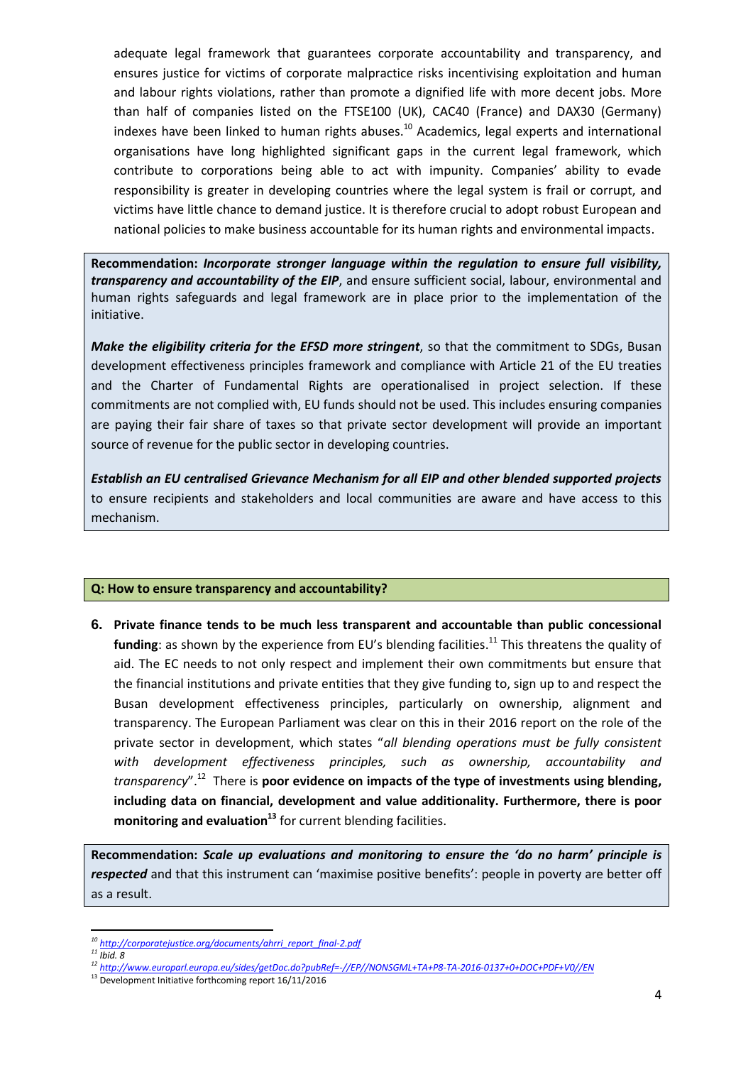adequate legal framework that guarantees corporate accountability and transparency, and ensures justice for victims of corporate malpractice risks incentivising exploitation and human and labour rights violations, rather than promote a dignified life with more decent jobs. More than half of companies listed on the FTSE100 (UK), CAC40 (France) and DAX30 (Germany) indexes have been linked to human rights abuses.[10] Academics, legal experts and international organisations have long highlighted significant gaps in the current legal framework, which contribute to corporations being able to act with impunity. Companies' ability to evade responsibility is greater in developing countries where the legal system is frail or corrupt, and victims have little chance to demand justice. It is therefore crucial to adopt robust European and national policies to make business accountable for its human rights and environmental impacts.

**Recommendation:** ***Incorporate stronger language within the regulation to ensure full visibility, transparency and accountability of the EIP***, and ensure sufficient social, labour, environmental and human rights safeguards and legal framework are in place prior to the implementation of the initiative.

***Make the eligibility criteria for the EFSD more stringent***, so that the commitment to SDGs, Busan development effectiveness principles framework and compliance with Article 21 of the EU treaties and the Charter of Fundamental Rights are operationalised in project selection. If these commitments are not complied with, EU funds should not be used. This includes ensuring companies are paying their fair share of taxes so that private sector development will provide an important source of revenue for the public sector in developing countries.

***Establish an EU centralised Grievance Mechanism for all EIP and other blended supported projects*** to ensure recipients and stakeholders and local communities are aware and have access to this mechanism.

**Q: How to ensure transparency and accountability?**

6. **Private finance tends to be much less transparent and accountable than public concessional funding**: as shown by the experience from EU's blending facilities.[11] This threatens the quality of aid. The EC needs to not only respect and implement their own commitments but ensure that the financial institutions and private entities that they give funding to, sign up to and respect the Busan development effectiveness principles, particularly on ownership, alignment and transparency. The European Parliament was clear on this in their 2016 report on the role of the private sector in development, which states "*all blending operations must be fully consistent with development effectiveness principles, such as ownership, accountability and transparency*".[12] There is **poor evidence on impacts of the type of investments using blending, including data on financial, development and value additionality. Furthermore, there is poor monitoring and evaluation**[13] for current blending facilities.

**Recommendation:** ***Scale up evaluations and monitoring to ensure the 'do no harm' principle is respected*** and that this instrument can 'maximise positive benefits': people in poverty are better off as a result.

---

[10] http://corporatejustice.org/documents/ahrri_report_final-2.pdf

[11] *Ibid. 8*

[12] http://www.europarl.europa.eu/sides/getDoc.do?pubRef=-//EP//NONSGML+TA+P8-TA-2016-0137+0+DOC+PDF+V0//EN

[13] Development Initiative forthcoming report 16/11/2016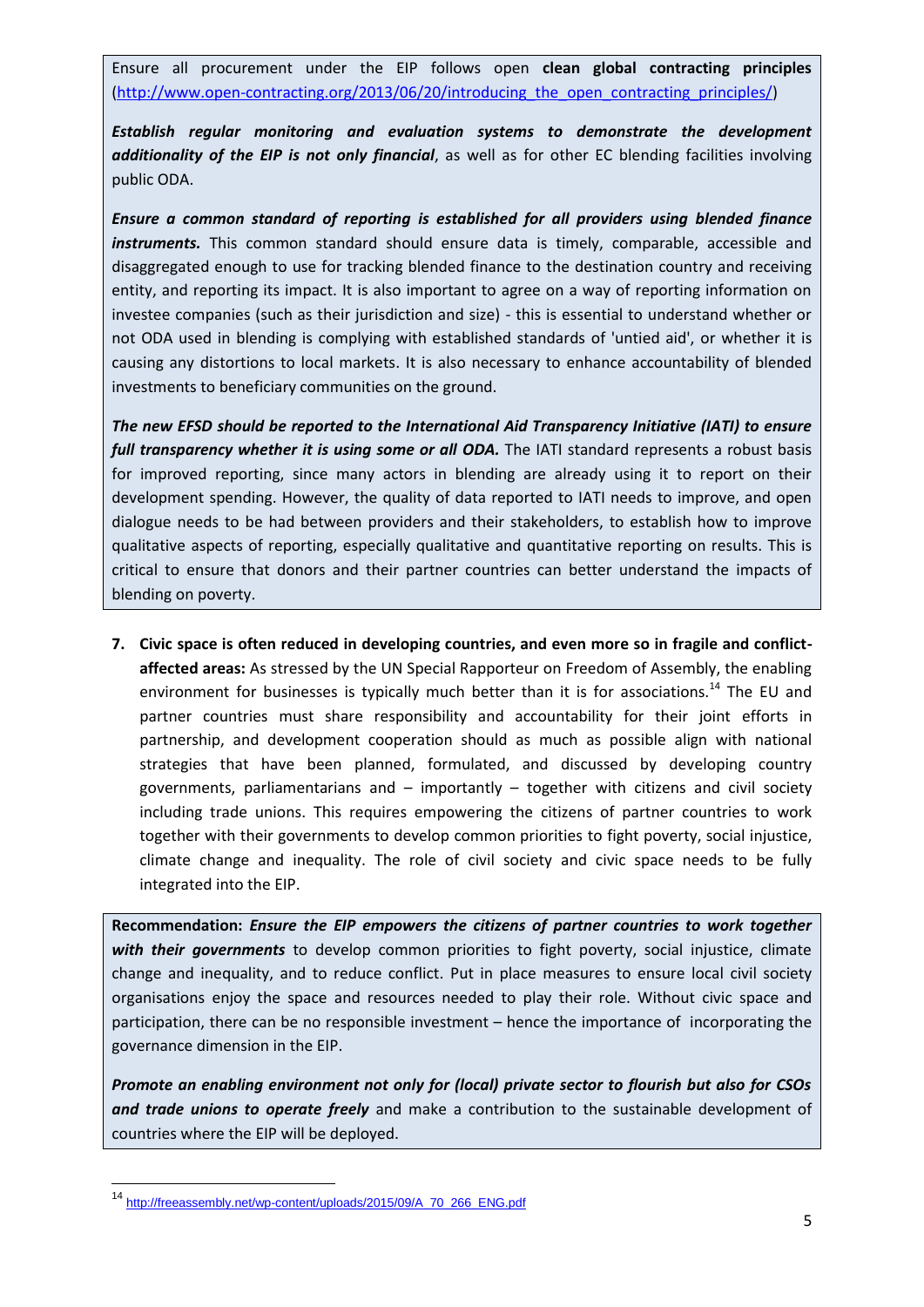Ensure all procurement under the EIP follows open **clean global contracting principles** (http://www.open-contracting.org/2013/06/20/introducing_the_open_contracting_principles/)

***Establish regular monitoring and evaluation systems to demonstrate the development additionality of the EIP is not only financial***, as well as for other EC blending facilities involving public ODA.

***Ensure a common standard of reporting is established for all providers using blended finance instruments.*** This common standard should ensure data is timely, comparable, accessible and disaggregated enough to use for tracking blended finance to the destination country and receiving entity, and reporting its impact. It is also important to agree on a way of reporting information on investee companies (such as their jurisdiction and size) - this is essential to understand whether or not ODA used in blending is complying with established standards of 'untied aid', or whether it is causing any distortions to local markets. It is also necessary to enhance accountability of blended investments to beneficiary communities on the ground.

***The new EFSD should be reported to the International Aid Transparency Initiative (IATI) to ensure full transparency whether it is using some or all ODA.*** The IATI standard represents a robust basis for improved reporting, since many actors in blending are already using it to report on their development spending. However, the quality of data reported to IATI needs to improve, and open dialogue needs to be had between providers and their stakeholders, to establish how to improve qualitative aspects of reporting, especially qualitative and quantitative reporting on results. This is critical to ensure that donors and their partner countries can better understand the impacts of blending on poverty.

7. **Civic space is often reduced in developing countries, and even more so in fragile and conflict-affected areas:** As stressed by the UN Special Rapporteur on Freedom of Assembly, the enabling environment for businesses is typically much better than it is for associations.[14] The EU and partner countries must share responsibility and accountability for their joint efforts in partnership, and development cooperation should as much as possible align with national strategies that have been planned, formulated, and discussed by developing country governments, parliamentarians and – importantly – together with citizens and civil society including trade unions. This requires empowering the citizens of partner countries to work together with their governments to develop common priorities to fight poverty, social injustice, climate change and inequality. The role of civil society and civic space needs to be fully integrated into the EIP.

**Recommendation:** ***Ensure the EIP empowers the citizens of partner countries to work together with their governments*** to develop common priorities to fight poverty, social injustice, climate change and inequality, and to reduce conflict. Put in place measures to ensure local civil society organisations enjoy the space and resources needed to play their role. Without civic space and participation, there can be no responsible investment – hence the importance of incorporating the governance dimension in the EIP.

***Promote an enabling environment not only for (local) private sector to flourish but also for CSOs and trade unions to operate freely*** and make a contribution to the sustainable development of countries where the EIP will be deployed.

[14] http://freeassembly.net/wp-content/uploads/2015/09/A_70_266_ENG.pdf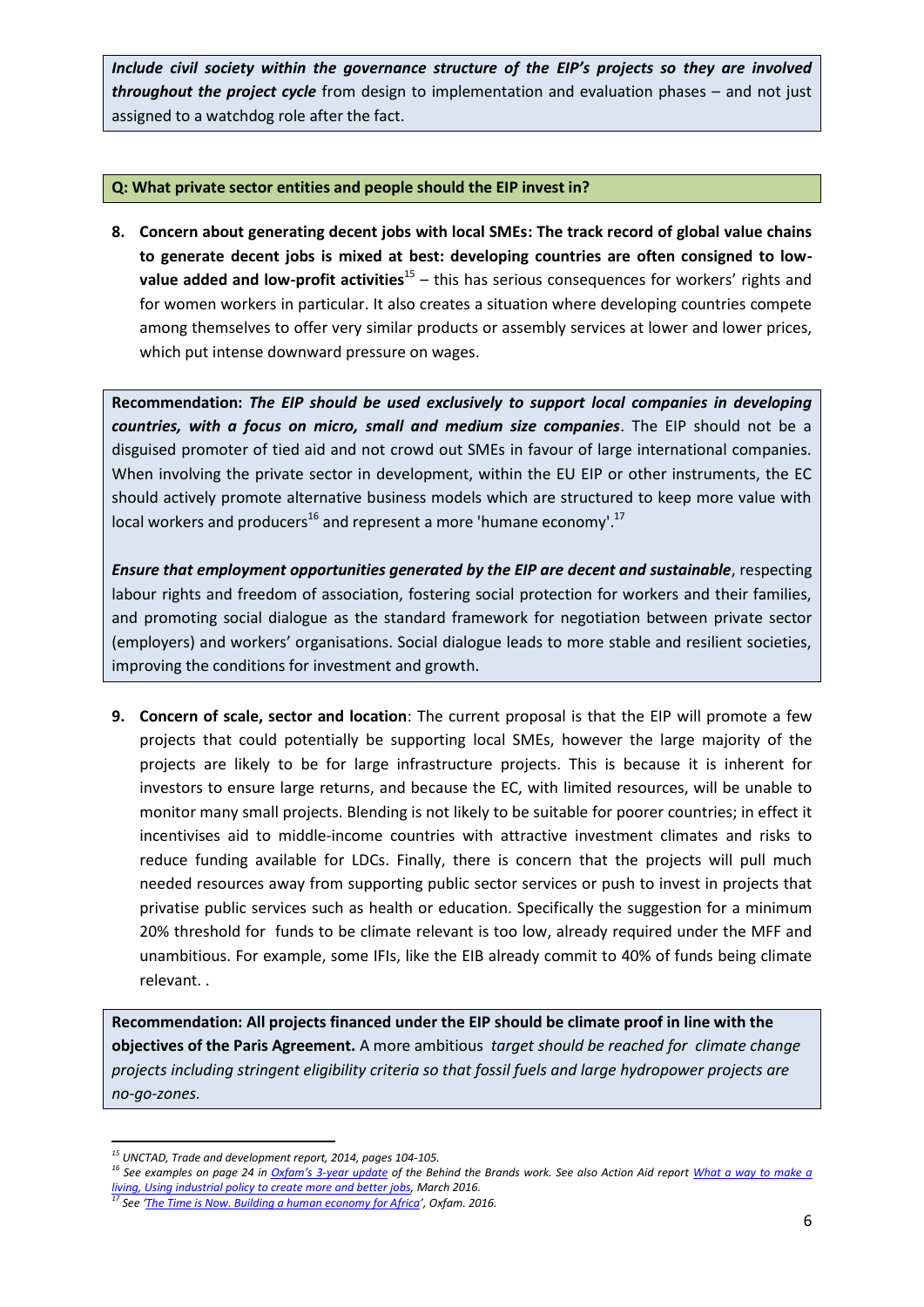***Include civil society within the governance structure of the EIP's projects so they are involved throughout the project cycle*** from design to implementation and evaluation phases – and not just assigned to a watchdog role after the fact.

**Q: What private sector entities and people should the EIP invest in?**

8. **Concern about generating decent jobs with local SMEs: The track record of global value chains to generate decent jobs is mixed at best: developing countries are often consigned to low-value added and low-profit activities**[15] – this has serious consequences for workers' rights and for women workers in particular. It also creates a situation where developing countries compete among themselves to offer very similar products or assembly services at lower and lower prices, which put intense downward pressure on wages.

**Recommendation:** ***The EIP should be used exclusively to support local companies in developing countries, with a focus on micro, small and medium size companies***. The EIP should not be a disguised promoter of tied aid and not crowd out SMEs in favour of large international companies. When involving the private sector in development, within the EU EIP or other instruments, the EC should actively promote alternative business models which are structured to keep more value with local workers and producers[16] and represent a more 'humane economy'.[17]

***Ensure that employment opportunities generated by the EIP are decent and sustainable***, respecting labour rights and freedom of association, fostering social protection for workers and their families, and promoting social dialogue as the standard framework for negotiation between private sector (employers) and workers' organisations. Social dialogue leads to more stable and resilient societies, improving the conditions for investment and growth.

9. **Concern of scale, sector and location**: The current proposal is that the EIP will promote a few projects that could potentially be supporting local SMEs, however the large majority of the projects are likely to be for large infrastructure projects. This is because it is inherent for investors to ensure large returns, and because the EC, with limited resources, will be unable to monitor many small projects. Blending is not likely to be suitable for poorer countries; in effect it incentivises aid to middle-income countries with attractive investment climates and risks to reduce funding available for LDCs. Finally, there is concern that the projects will pull much needed resources away from supporting public sector services or push to invest in projects that privatise public services such as health or education. Specifically the suggestion for a minimum 20% threshold for funds to be climate relevant is too low, already required under the MFF and unambitious. For example, some IFIs, like the EIB already commit to 40% of funds being climate relevant. .

**Recommendation: All projects financed under the EIP should be climate proof in line with the objectives of the Paris Agreement.** A more ambitious *target should be reached for climate change projects including stringent eligibility criteria so that fossil fuels and large hydropower projects are no-go-zones.*

---

[15] *UNCTAD, Trade and development report, 2014, pages 104-105.*

[16] *See examples on page 24 in [Oxfam's 3-year update](#) of the Behind the Brands work. See also Action Aid report [What a way to make a living, Using industrial policy to create more and better jobs](#), March 2016.*

[17] *See ['The Time is Now. Building a human economy for Africa'](#), Oxfam. 2016.*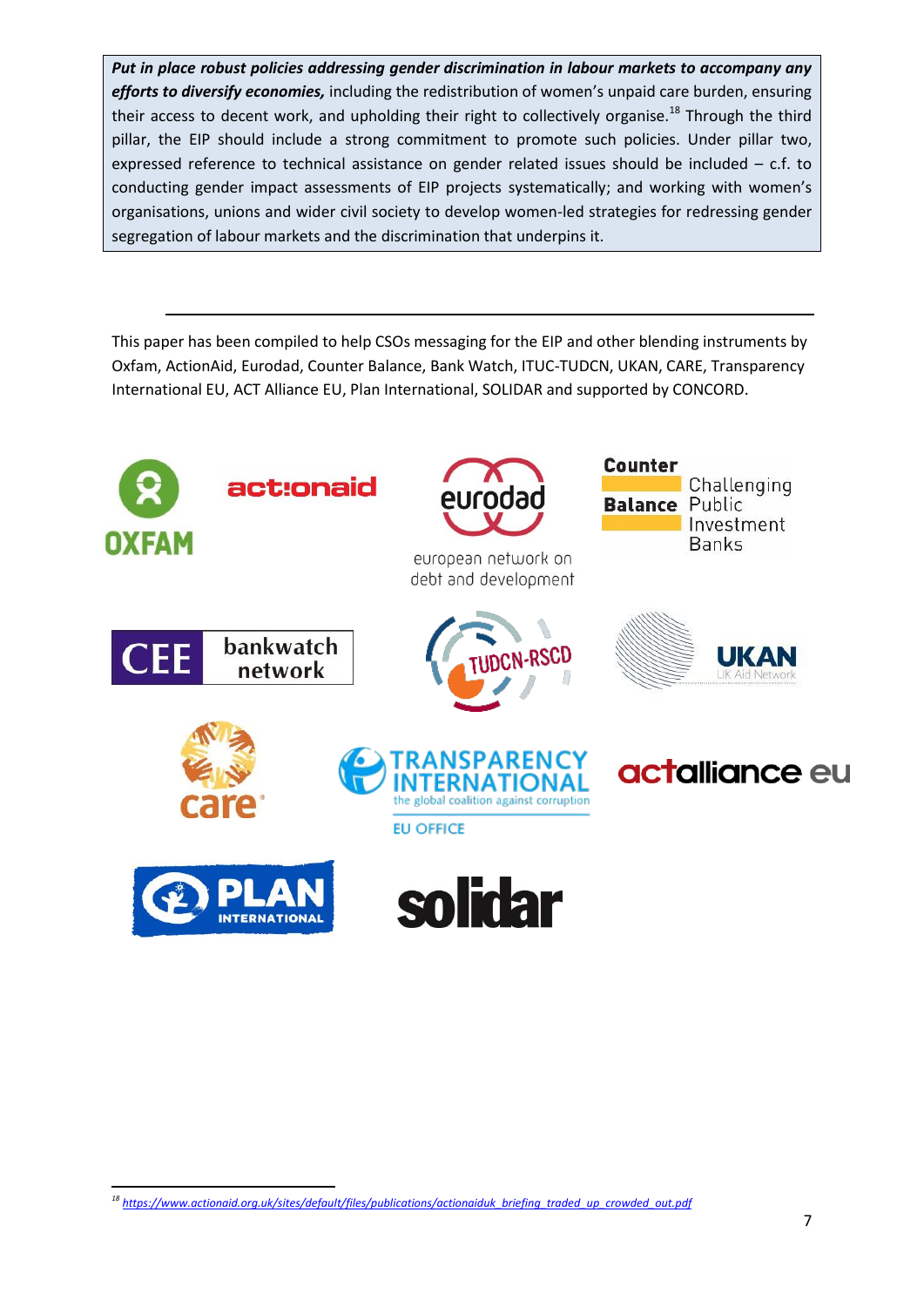***Put in place robust policies addressing gender discrimination in labour markets to accompany any efforts to diversify economies,*** including the redistribution of women's unpaid care burden, ensuring their access to decent work, and upholding their right to collectively organise.[18] Through the third pillar, the EIP should include a strong commitment to promote such policies. Under pillar two, expressed reference to technical assistance on gender related issues should be included – c.f. to conducting gender impact assessments of EIP projects systematically; and working with women's organisations, unions and wider civil society to develop women-led strategies for redressing gender segregation of labour markets and the discrimination that underpins it.

---

This paper has been compiled to help CSOs messaging for the EIP and other blending instruments by Oxfam, ActionAid, Eurodad, Counter Balance, Bank Watch, ITUC-TUDCN, UKAN, CARE, Transparency International EU, ACT Alliance EU, Plan International, SOLIDAR and supported by CONCORD.

---

[18] https://www.actionaid.org.uk/sites/default/files/publications/actionaiduk_briefing_traded_up_crowded_out.pdf